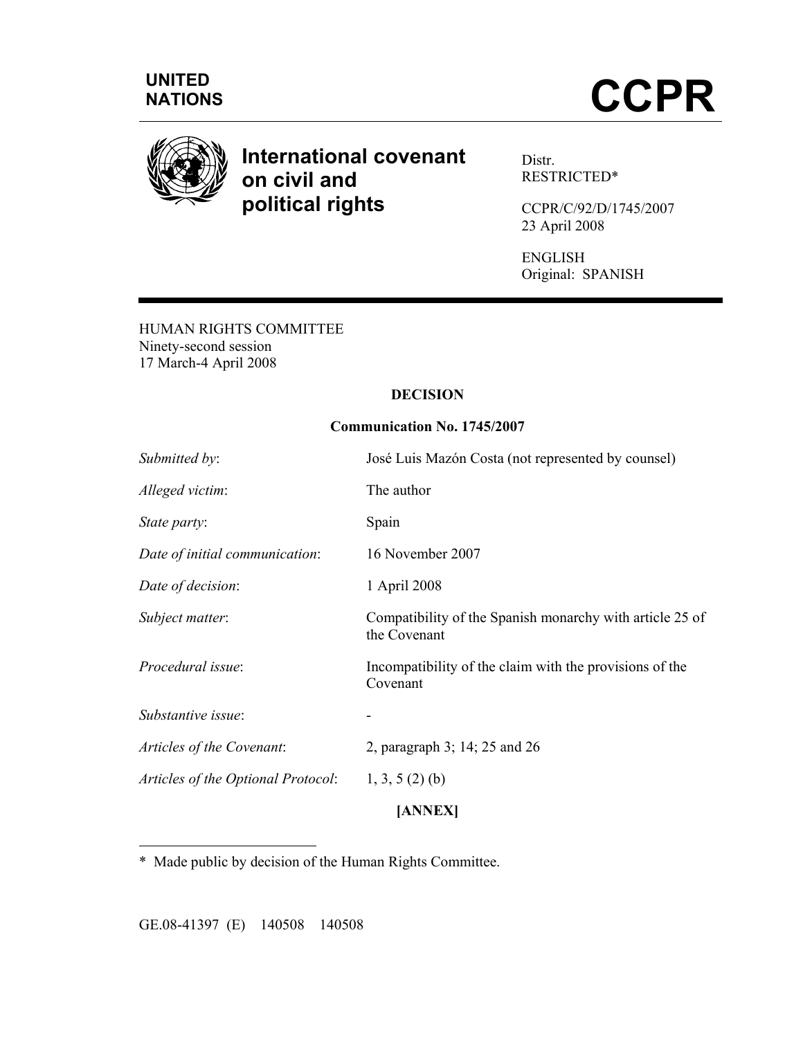UNITED NATIONS

# CCPR

## International covenant on civil and political rights

Distr.
RESTRICTED*

CCPR/C/92/D/1745/2007
23 April 2008

ENGLISH
Original: SPANISH

HUMAN RIGHTS COMMITTEE
Ninety-second session
17 March-4 April 2008

**DECISION**

**Communication No. 1745/2007**

| | |
|---|---|
| *Submitted by*: | José Luis Mazón Costa (not represented by counsel) |
| *Alleged victim*: | The author |
| *State party*: | Spain |
| *Date of initial communication*: | 16 November 2007 |
| *Date of decision*: | 1 April 2008 |
| *Subject matter*: | Compatibility of the Spanish monarchy with article 25 of the Covenant |
| *Procedural issue*: | Incompatibility of the claim with the provisions of the Covenant |
| *Substantive issue*: | - |
| *Articles of the Covenant*: | 2, paragraph 3; 14; 25 and 26 |
| *Articles of the Optional Protocol*: | 1, 3, 5 (2) (b) |

**[ANNEX]**

\* Made public by decision of the Human Rights Committee.

GE.08-41397 (E) 140508 140508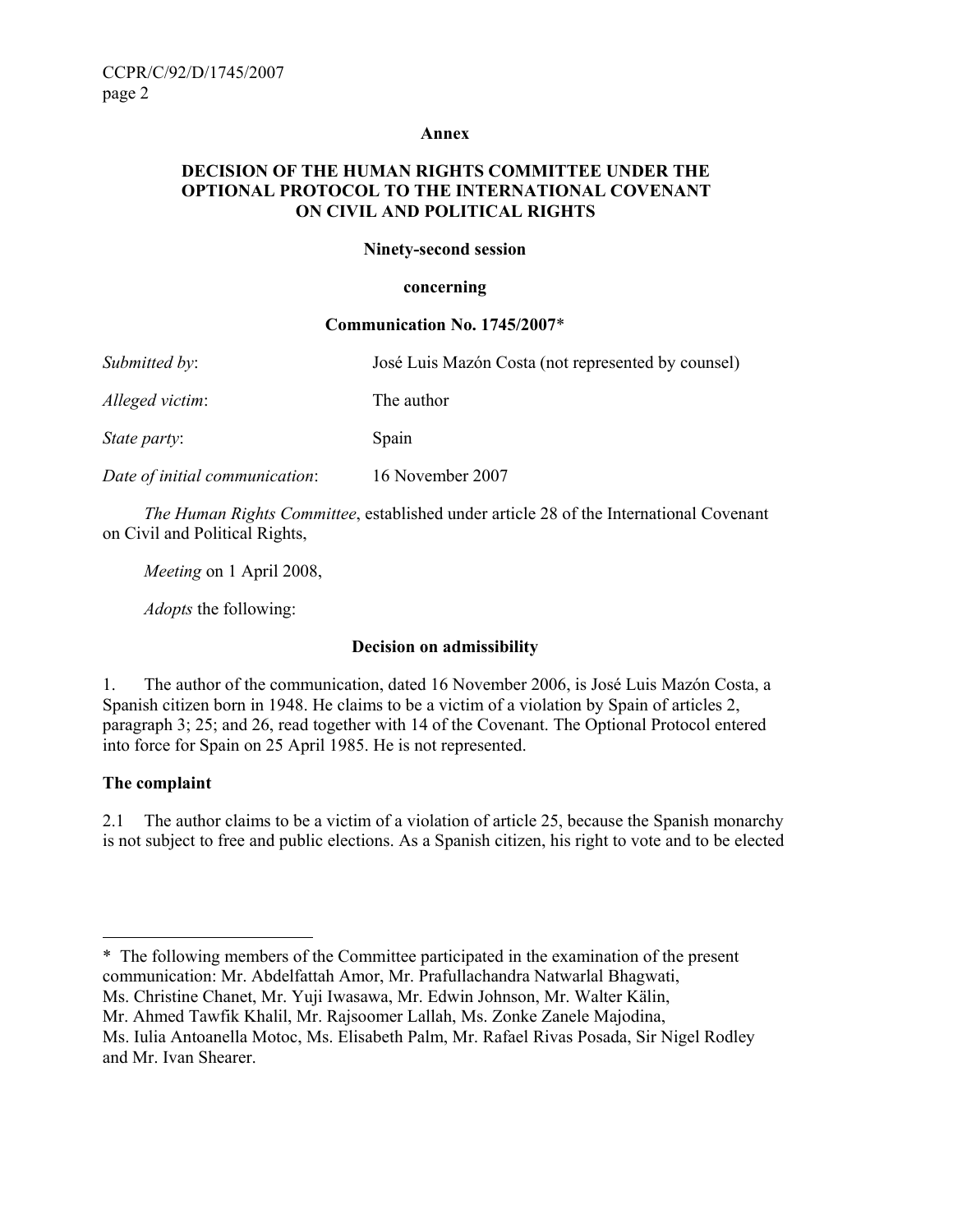**Annex**

**DECISION OF THE HUMAN RIGHTS COMMITTEE UNDER THE OPTIONAL PROTOCOL TO THE INTERNATIONAL COVENANT ON CIVIL AND POLITICAL RIGHTS**

**Ninety-second session**

**concerning**

**Communication No. 1745/2007***

| | |
|---|---|
| *Submitted by*: | José Luis Mazón Costa (not represented by counsel) |
| *Alleged victim*: | The author |
| *State party*: | Spain |
| *Date of initial communication*: | 16 November 2007 |

*The Human Rights Committee*, established under article 28 of the International Covenant on Civil and Political Rights,

*Meeting* on 1 April 2008,

*Adopts* the following:

**Decision on admissibility**

1. The author of the communication, dated 16 November 2006, is José Luis Mazón Costa, a Spanish citizen born in 1948. He claims to be a victim of a violation by Spain of articles 2, paragraph 3; 25; and 26, read together with 14 of the Covenant. The Optional Protocol entered into force for Spain on 25 April 1985. He is not represented.

**The complaint**

2.1 The author claims to be a victim of a violation of article 25, because the Spanish monarchy is not subject to free and public elections. As a Spanish citizen, his right to vote and to be elected

---

\* The following members of the Committee participated in the examination of the present communication: Mr. Abdelfattah Amor, Mr. Prafullachandra Natwarlal Bhagwati, Ms. Christine Chanet, Mr. Yuji Iwasawa, Mr. Edwin Johnson, Mr. Walter Kälin, Mr. Ahmed Tawfik Khalil, Mr. Rajsoomer Lallah, Ms. Zonke Zanele Majodina, Ms. Iulia Antoanella Motoc, Ms. Elisabeth Palm, Mr. Rafael Rivas Posada, Sir Nigel Rodley and Mr. Ivan Shearer.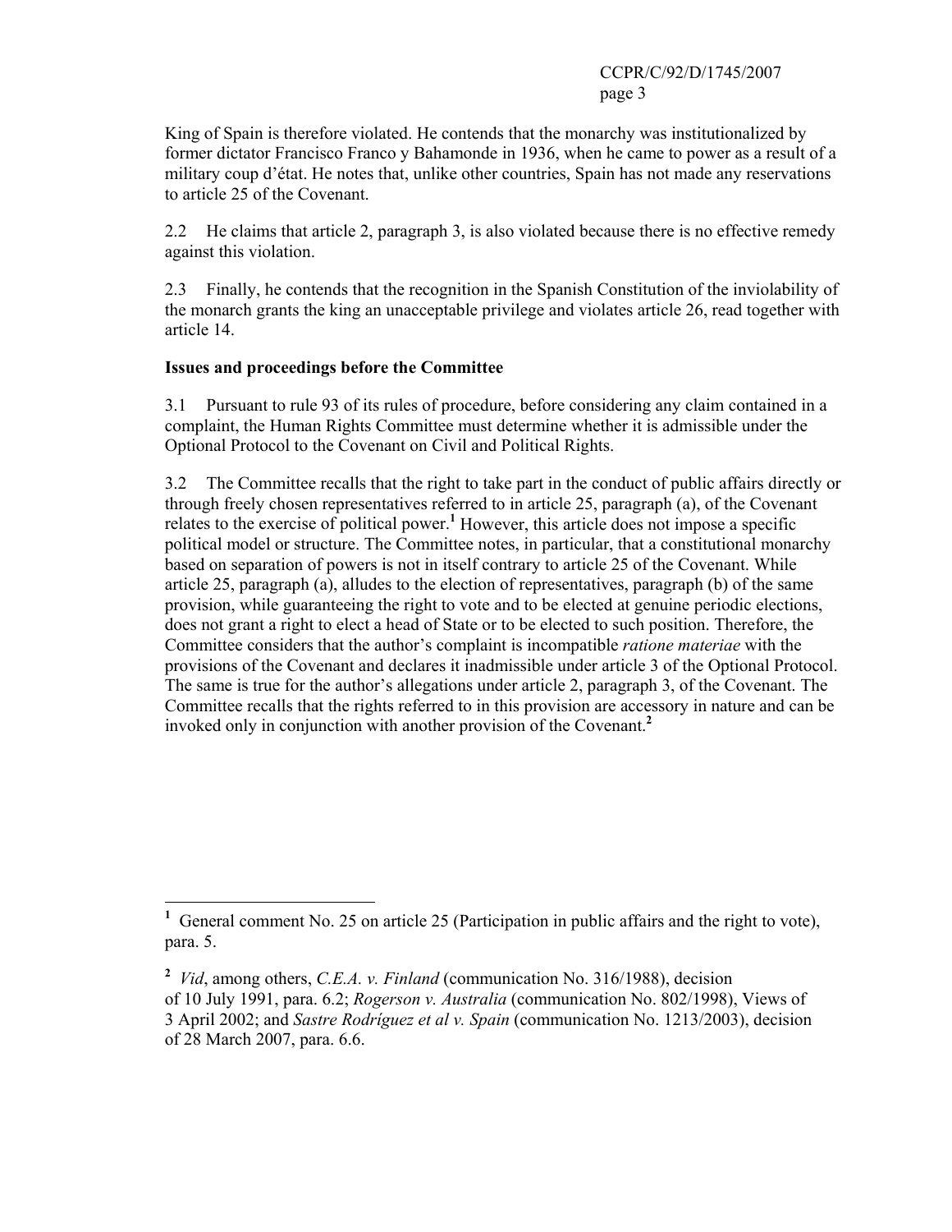King of Spain is therefore violated. He contends that the monarchy was institutionalized by former dictator Francisco Franco y Bahamonde in 1936, when he came to power as a result of a military coup d'état. He notes that, unlike other countries, Spain has not made any reservations to article 25 of the Covenant.

2.2 He claims that article 2, paragraph 3, is also violated because there is no effective remedy against this violation.

2.3 Finally, he contends that the recognition in the Spanish Constitution of the inviolability of the monarch grants the king an unacceptable privilege and violates article 26, read together with article 14.

**Issues and proceedings before the Committee**

3.1 Pursuant to rule 93 of its rules of procedure, before considering any claim contained in a complaint, the Human Rights Committee must determine whether it is admissible under the Optional Protocol to the Covenant on Civil and Political Rights.

3.2 The Committee recalls that the right to take part in the conduct of public affairs directly or through freely chosen representatives referred to in article 25, paragraph (a), of the Covenant relates to the exercise of political power.[1] However, this article does not impose a specific political model or structure. The Committee notes, in particular, that a constitutional monarchy based on separation of powers is not in itself contrary to article 25 of the Covenant. While article 25, paragraph (a), alludes to the election of representatives, paragraph (b) of the same provision, while guaranteeing the right to vote and to be elected at genuine periodic elections, does not grant a right to elect a head of State or to be elected to such position. Therefore, the Committee considers that the author's complaint is incompatible *ratione materiae* with the provisions of the Covenant and declares it inadmissible under article 3 of the Optional Protocol. The same is true for the author's allegations under article 2, paragraph 3, of the Covenant. The Committee recalls that the rights referred to in this provision are accessory in nature and can be invoked only in conjunction with another provision of the Covenant.[2]

---

[1] General comment No. 25 on article 25 (Participation in public affairs and the right to vote), para. 5.

[2] *Vid*, among others, *C.E.A. v. Finland* (communication No. 316/1988), decision of 10 July 1991, para. 6.2; *Rogerson v. Australia* (communication No. 802/1998), Views of 3 April 2002; and *Sastre Rodríguez et al v. Spain* (communication No. 1213/2003), decision of 28 March 2007, para. 6.6.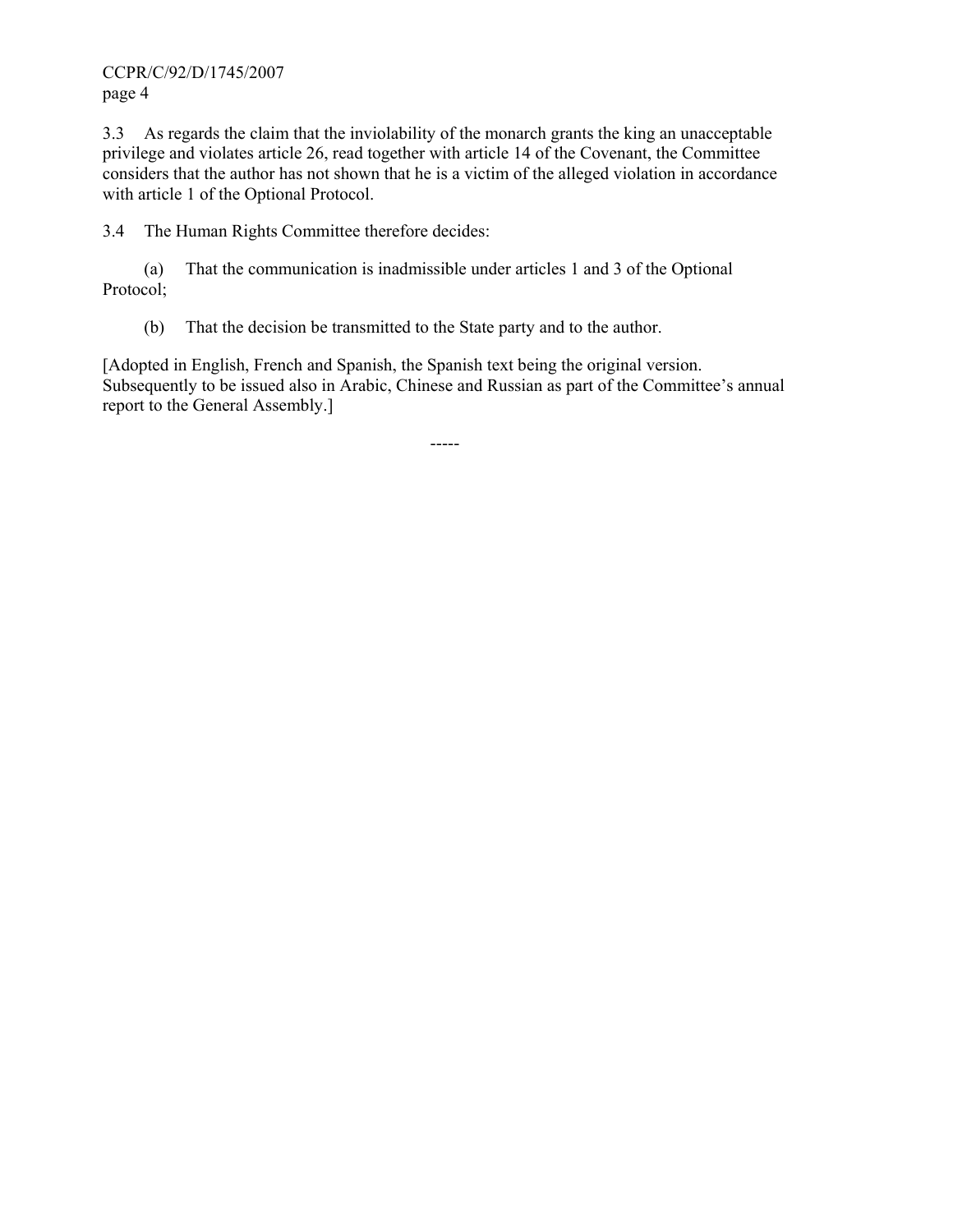3.3 As regards the claim that the inviolability of the monarch grants the king an unacceptable privilege and violates article 26, read together with article 14 of the Covenant, the Committee considers that the author has not shown that he is a victim of the alleged violation in accordance with article 1 of the Optional Protocol.

3.4 The Human Rights Committee therefore decides:

(a) That the communication is inadmissible under articles 1 and 3 of the Optional Protocol;

(b) That the decision be transmitted to the State party and to the author.

[Adopted in English, French and Spanish, the Spanish text being the original version. Subsequently to be issued also in Arabic, Chinese and Russian as part of the Committee's annual report to the General Assembly.]

-----